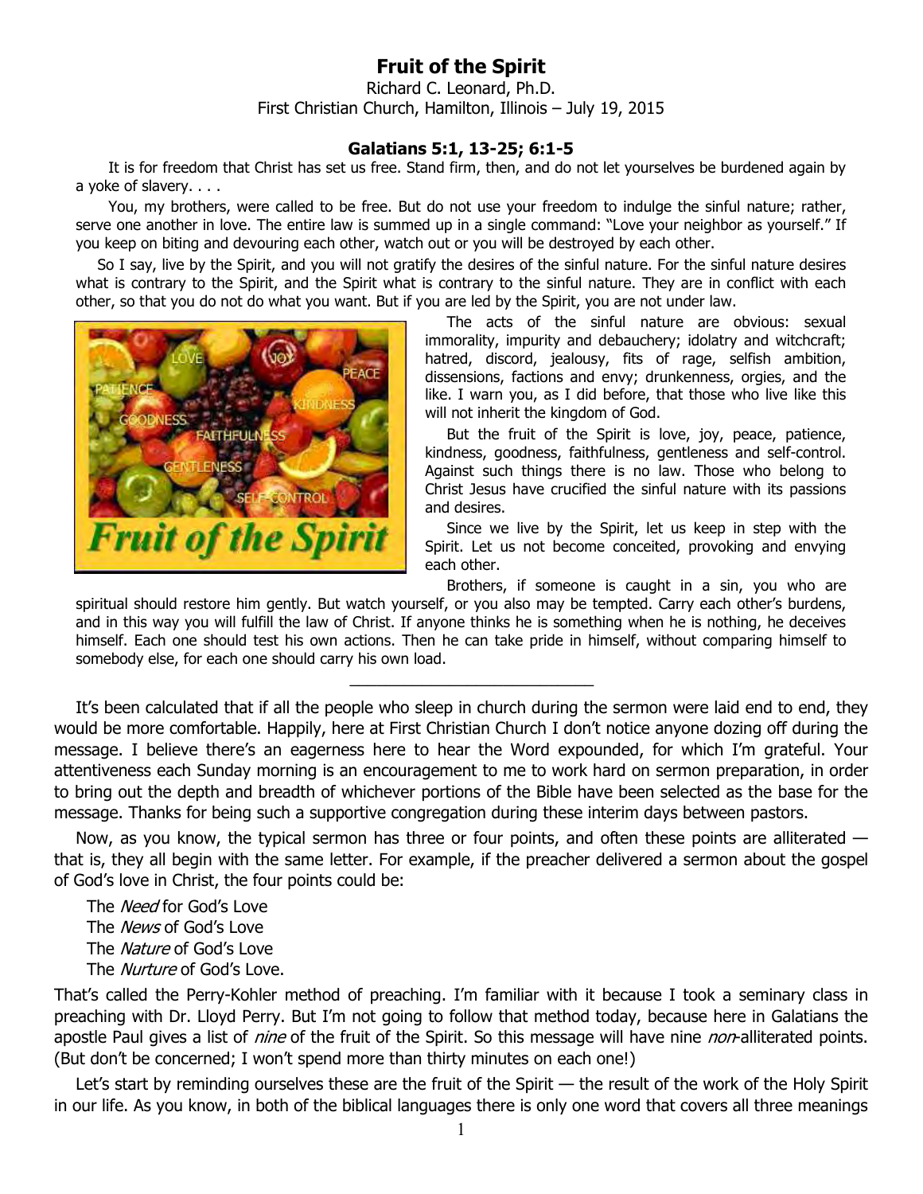# Fruit of the Spirit

Richard C. Leonard, Ph.D.
First Christian Church, Hamilton, Illinois – July 19, 2015

### Galatians 5:1, 13-25; 6:1-5

It is for freedom that Christ has set us free. Stand firm, then, and do not let yourselves be burdened again by a yoke of slavery. . . .

You, my brothers, were called to be free. But do not use your freedom to indulge the sinful nature; rather, serve one another in love. The entire law is summed up in a single command: "Love your neighbor as yourself." If you keep on biting and devouring each other, watch out or you will be destroyed by each other.

So I say, live by the Spirit, and you will not gratify the desires of the sinful nature. For the sinful nature desires what is contrary to the Spirit, and the Spirit what is contrary to the sinful nature. They are in conflict with each other, so that you do not do what you want. But if you are led by the Spirit, you are not under law.

The acts of the sinful nature are obvious: sexual immorality, impurity and debauchery; idolatry and witchcraft; hatred, discord, jealousy, fits of rage, selfish ambition, dissensions, factions and envy; drunkenness, orgies, and the like. I warn you, as I did before, that those who live like this will not inherit the kingdom of God.

But the fruit of the Spirit is love, joy, peace, patience, kindness, goodness, faithfulness, gentleness and self-control. Against such things there is no law. Those who belong to Christ Jesus have crucified the sinful nature with its passions and desires.

Since we live by the Spirit, let us keep in step with the Spirit. Let us not become conceited, provoking and envying each other.

Brothers, if someone is caught in a sin, you who are spiritual should restore him gently. But watch yourself, or you also may be tempted. Carry each other's burdens, and in this way you will fulfill the law of Christ. If anyone thinks he is something when he is nothing, he deceives himself. Each one should test his own actions. Then he can take pride in himself, without comparing himself to somebody else, for each one should carry his own load.

---

It's been calculated that if all the people who sleep in church during the sermon were laid end to end, they would be more comfortable. Happily, here at First Christian Church I don't notice anyone dozing off during the message. I believe there's an eagerness here to hear the Word expounded, for which I'm grateful. Your attentiveness each Sunday morning is an encouragement to me to work hard on sermon preparation, in order to bring out the depth and breadth of whichever portions of the Bible have been selected as the base for the message. Thanks for being such a supportive congregation during these interim days between pastors.

Now, as you know, the typical sermon has three or four points, and often these points are alliterated — that is, they all begin with the same letter. For example, if the preacher delivered a sermon about the gospel of God's love in Christ, the four points could be:

The *Need* for God's Love
The *News* of God's Love
The *Nature* of God's Love
The *Nurture* of God's Love.

That's called the Perry-Kohler method of preaching. I'm familiar with it because I took a seminary class in preaching with Dr. Lloyd Perry. But I'm not going to follow that method today, because here in Galatians the apostle Paul gives a list of *nine* of the fruit of the Spirit. So this message will have nine *non*-alliterated points. (But don't be concerned; I won't spend more than thirty minutes on each one!)

Let's start by reminding ourselves these are the fruit of the Spirit — the result of the work of the Holy Spirit in our life. As you know, in both of the biblical languages there is only one word that covers all three meanings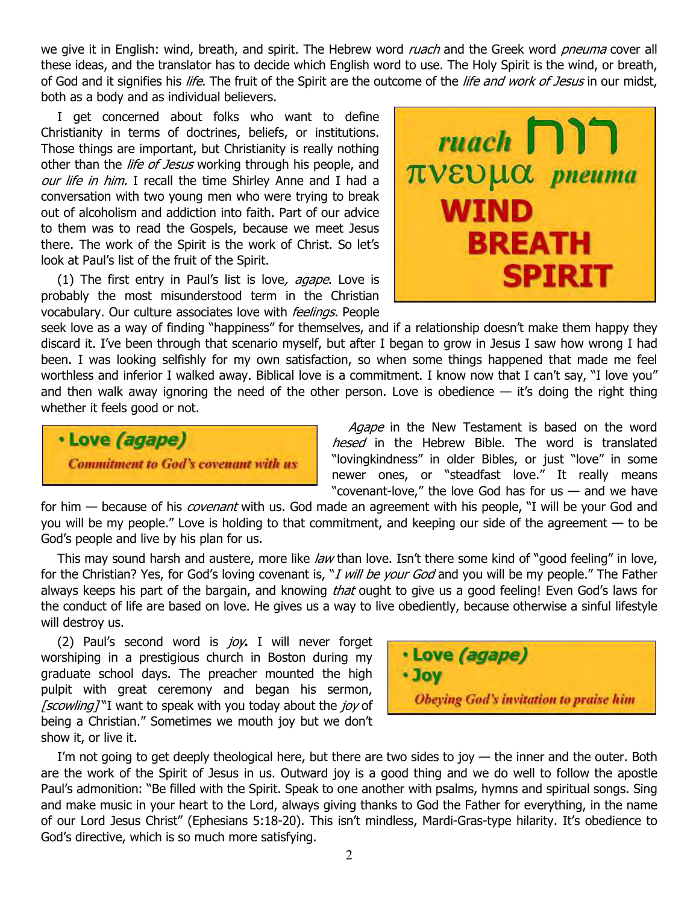we give it in English: wind, breath, and spirit. The Hebrew word *ruach* and the Greek word *pneuma* cover all these ideas, and the translator has to decide which English word to use. The Holy Spirit is the wind, or breath, of God and it signifies his *life.* The fruit of the Spirit are the outcome of the *life and work of Jesus* in our midst, both as a body and as individual believers.

*ruach* רוח
πνευμα *pneuma*
**WIND**
**BREATH**
**SPIRIT**

I get concerned about folks who want to define Christianity in terms of doctrines, beliefs, or institutions. Those things are important, but Christianity is really nothing other than the *life of Jesus* working through his people, and *our life in him.* I recall the time Shirley Anne and I had a conversation with two young men who were trying to break out of alcoholism and addiction into faith. Part of our advice to them was to read the Gospels, because we meet Jesus there. The work of the Spirit is the work of Christ. So let's look at Paul's list of the fruit of the Spirit.

(1) The first entry in Paul's list is love*, agape*. Love is probably the most misunderstood term in the Christian vocabulary. Our culture associates love with *feelings.* People seek love as a way of finding "happiness" for themselves, and if a relationship doesn't make them happy they discard it. I've been through that scenario myself, but after I began to grow in Jesus I saw how wrong I had been. I was looking selfishly for my own satisfaction, so when some things happened that made me feel worthless and inferior I walked away. Biblical love is a commitment. I know now that I can't say, "I love you" and then walk away ignoring the need of the other person. Love is obedience — it's doing the right thing whether it feels good or not.

- **Love *(agape)***
  *Commitment to God's covenant with us*

*Agape* in the New Testament is based on the word *hesed* in the Hebrew Bible. The word is translated "lovingkindness" in older Bibles, or just "love" in some newer ones, or "steadfast love." It really means "covenant-love," the love God has for us — and we have for him — because of his *covenant* with us. God made an agreement with his people, "I will be your God and you will be my people." Love is holding to that commitment, and keeping our side of the agreement — to be God's people and live by his plan for us.

This may sound harsh and austere, more like *law* than love. Isn't there some kind of "good feeling" in love, for the Christian? Yes, for God's loving covenant is, "*I will be your God* and you will be my people." The Father always keeps his part of the bargain, and knowing *that* ought to give us a good feeling! Even God's laws for the conduct of life are based on love. He gives us a way to live obediently, because otherwise a sinful lifestyle will destroy us.

(2) Paul's second word is *joy***.** I will never forget worshiping in a prestigious church in Boston during my graduate school days. The preacher mounted the high pulpit with great ceremony and began his sermon, *[scowling]* "I want to speak with you today about the *joy* of being a Christian." Sometimes we mouth joy but we don't show it, or live it.

- **Love *(agape)***
- **Joy**
  *Obeying God's invitation to praise him*

I'm not going to get deeply theological here, but there are two sides to joy — the inner and the outer. Both are the work of the Spirit of Jesus in us. Outward joy is a good thing and we do well to follow the apostle Paul's admonition: "Be filled with the Spirit. Speak to one another with psalms, hymns and spiritual songs. Sing and make music in your heart to the Lord, always giving thanks to God the Father for everything, in the name of our Lord Jesus Christ" (Ephesians 5:18-20). This isn't mindless, Mardi-Gras-type hilarity. It's obedience to God's directive, which is so much more satisfying.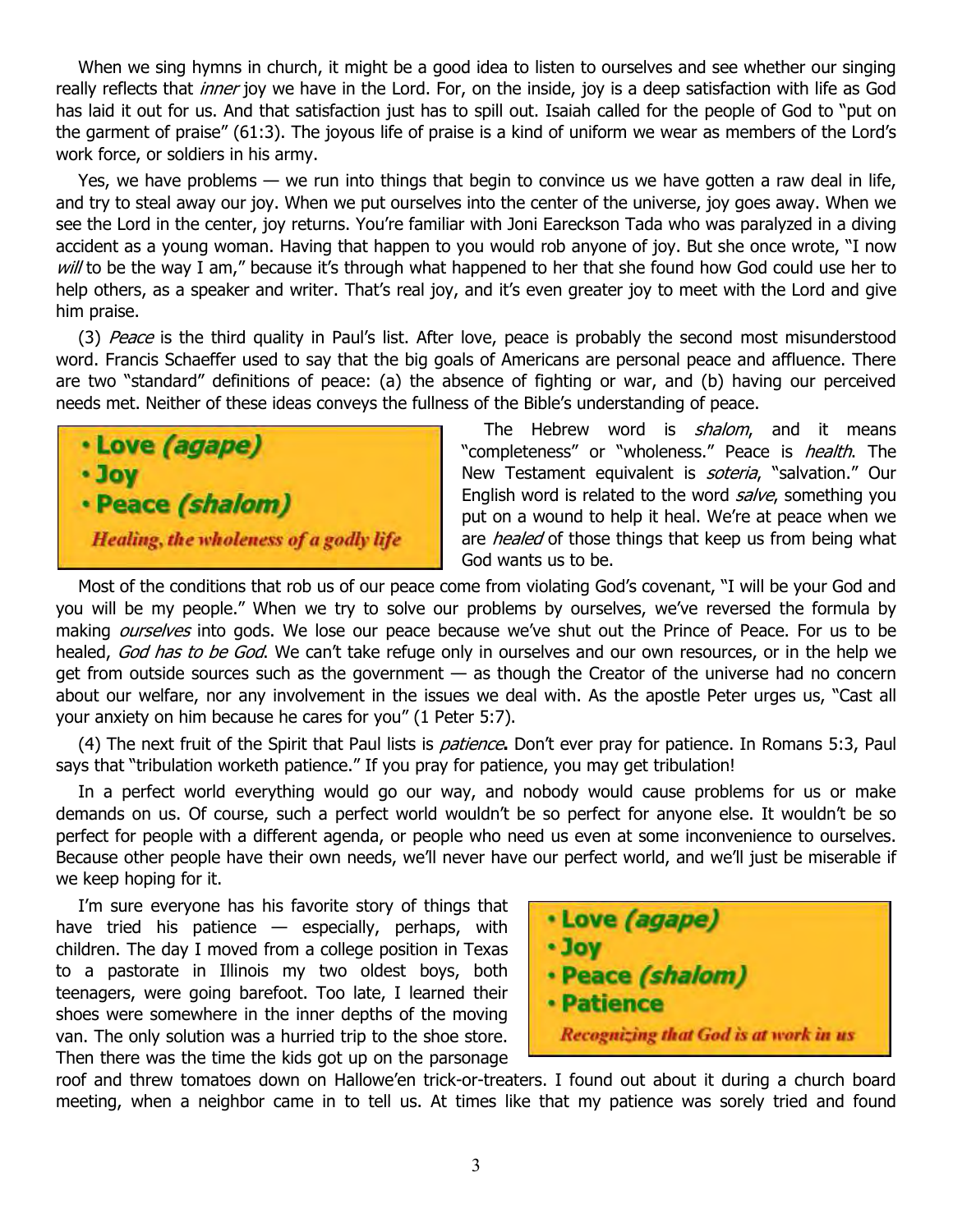When we sing hymns in church, it might be a good idea to listen to ourselves and see whether our singing really reflects that *inner* joy we have in the Lord. For, on the inside, joy is a deep satisfaction with life as God has laid it out for us. And that satisfaction just has to spill out. Isaiah called for the people of God to "put on the garment of praise" (61:3). The joyous life of praise is a kind of uniform we wear as members of the Lord's work force, or soldiers in his army.

Yes, we have problems — we run into things that begin to convince us we have gotten a raw deal in life, and try to steal away our joy. When we put ourselves into the center of the universe, joy goes away. When we see the Lord in the center, joy returns. You're familiar with Joni Eareckson Tada who was paralyzed in a diving accident as a young woman. Having that happen to you would rob anyone of joy. But she once wrote, "I now *will* to be the way I am," because it's through what happened to her that she found how God could use her to help others, as a speaker and writer. That's real joy, and it's even greater joy to meet with the Lord and give him praise.

(3) *Peace* is the third quality in Paul's list. After love, peace is probably the second most misunderstood word. Francis Schaeffer used to say that the big goals of Americans are personal peace and affluence. There are two "standard" definitions of peace: (a) the absence of fighting or war, and (b) having our perceived needs met. Neither of these ideas conveys the fullness of the Bible's understanding of peace.

> - **Love *(agape)***
> - **Joy**
> - **Peace *(shalom)***
>
> ***Healing, the wholeness of a godly life***

The Hebrew word is *shalom*, and it means "completeness" or "wholeness." Peace is *health*. The New Testament equivalent is *soteria*, "salvation." Our English word is related to the word *salve*, something you put on a wound to help it heal. We're at peace when we are *healed* of those things that keep us from being what God wants us to be.

Most of the conditions that rob us of our peace come from violating God's covenant, "I will be your God and you will be my people." When we try to solve our problems by ourselves, we've reversed the formula by making *ourselves* into gods. We lose our peace because we've shut out the Prince of Peace. For us to be healed, *God has to be God*. We can't take refuge only in ourselves and our own resources, or in the help we get from outside sources such as the government — as though the Creator of the universe had no concern about our welfare, nor any involvement in the issues we deal with. As the apostle Peter urges us, "Cast all your anxiety on him because he cares for you" (1 Peter 5:7).

(4) The next fruit of the Spirit that Paul lists is *patience***.** Don't ever pray for patience. In Romans 5:3, Paul says that "tribulation worketh patience." If you pray for patience, you may get tribulation!

In a perfect world everything would go our way, and nobody would cause problems for us or make demands on us. Of course, such a perfect world wouldn't be so perfect for anyone else. It wouldn't be so perfect for people with a different agenda, or people who need us even at some inconvenience to ourselves. Because other people have their own needs, we'll never have our perfect world, and we'll just be miserable if we keep hoping for it.

> - **Love *(agape)***
> - **Joy**
> - **Peace *(shalom)***
> - **Patience**
>
> ***Recognizing that God is at work in us***

I'm sure everyone has his favorite story of things that have tried his patience — especially, perhaps, with children. The day I moved from a college position in Texas to a pastorate in Illinois my two oldest boys, both teenagers, were going barefoot. Too late, I learned their shoes were somewhere in the inner depths of the moving van. The only solution was a hurried trip to the shoe store. Then there was the time the kids got up on the parsonage roof and threw tomatoes down on Hallowe'en trick-or-treaters. I found out about it during a church board meeting, when a neighbor came in to tell us. At times like that my patience was sorely tried and found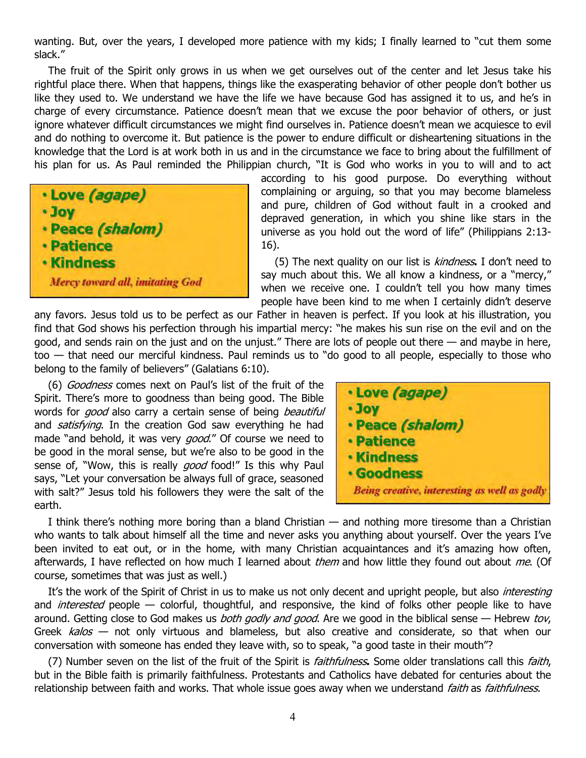wanting. But, over the years, I developed more patience with my kids; I finally learned to "cut them some slack."

The fruit of the Spirit only grows in us when we get ourselves out of the center and let Jesus take his rightful place there. When that happens, things like the exasperating behavior of other people don't bother us like they used to. We understand we have the life we have because God has assigned it to us, and he's in charge of every circumstance. Patience doesn't mean that we excuse the poor behavior of others, or just ignore whatever difficult circumstances we might find ourselves in. Patience doesn't mean we acquiesce to evil and do nothing to overcome it. But patience is the power to endure difficult or disheartening situations in the knowledge that the Lord is at work both in us and in the circumstance we face to bring about the fulfillment of his plan for us. As Paul reminded the Philippian church, "It is God who works in you to will and to act according to his good purpose. Do everything without complaining or arguing, so that you may become blameless and pure, children of God without fault in a crooked and depraved generation, in which you shine like stars in the universe as you hold out the word of life" (Philippians 2:13-16).

- **Love *(agape)***
- **Joy**
- **Peace *(shalom)***
- **Patience**
- **Kindness**

***Mercy toward all, imitating God***

(5) The next quality on our list is *kindness***.** I don't need to say much about this. We all know a kindness, or a "mercy," when we receive one. I couldn't tell you how many times people have been kind to me when I certainly didn't deserve any favors. Jesus told us to be perfect as our Father in heaven is perfect. If you look at his illustration, you find that God shows his perfection through his impartial mercy: "he makes his sun rise on the evil and on the good, and sends rain on the just and on the unjust." There are lots of people out there — and maybe in here, too — that need our merciful kindness. Paul reminds us to "do good to all people, especially to those who belong to the family of believers" (Galatians 6:10).

(6) *Goodness* comes next on Paul's list of the fruit of the Spirit. There's more to goodness than being good. The Bible words for *good* also carry a certain sense of being *beautiful* and *satisfying*. In the creation God saw everything he had made "and behold, it was very *good*." Of course we need to be good in the moral sense, but we're also to be good in the sense of, "Wow, this is really *good* food!" Is this why Paul says, "Let your conversation be always full of grace, seasoned with salt?" Jesus told his followers they were the salt of the earth.

- **Love *(agape)***
- **Joy**
- **Peace *(shalom)***
- **Patience**
- **Kindness**
- **Goodness**

***Being creative, interesting as well as godly***

I think there's nothing more boring than a bland Christian — and nothing more tiresome than a Christian who wants to talk about himself all the time and never asks you anything about yourself. Over the years I've been invited to eat out, or in the home, with many Christian acquaintances and it's amazing how often, afterwards, I have reflected on how much I learned about *them* and how little they found out about *me*. (Of course, sometimes that was just as well.)

It's the work of the Spirit of Christ in us to make us not only decent and upright people, but also *interesting* and *interested* people — colorful, thoughtful, and responsive, the kind of folks other people like to have around. Getting close to God makes us *both godly and good*. Are we good in the biblical sense — Hebrew *tov*, Greek *kalos* — not only virtuous and blameless, but also creative and considerate, so that when our conversation with someone has ended they leave with, so to speak, "a good taste in their mouth"?

(7) Number seven on the list of the fruit of the Spirit is *faithfulness***.** Some older translations call this *faith*, but in the Bible faith is primarily faithfulness. Protestants and Catholics have debated for centuries about the relationship between faith and works. That whole issue goes away when we understand *faith* as *faithfulness*.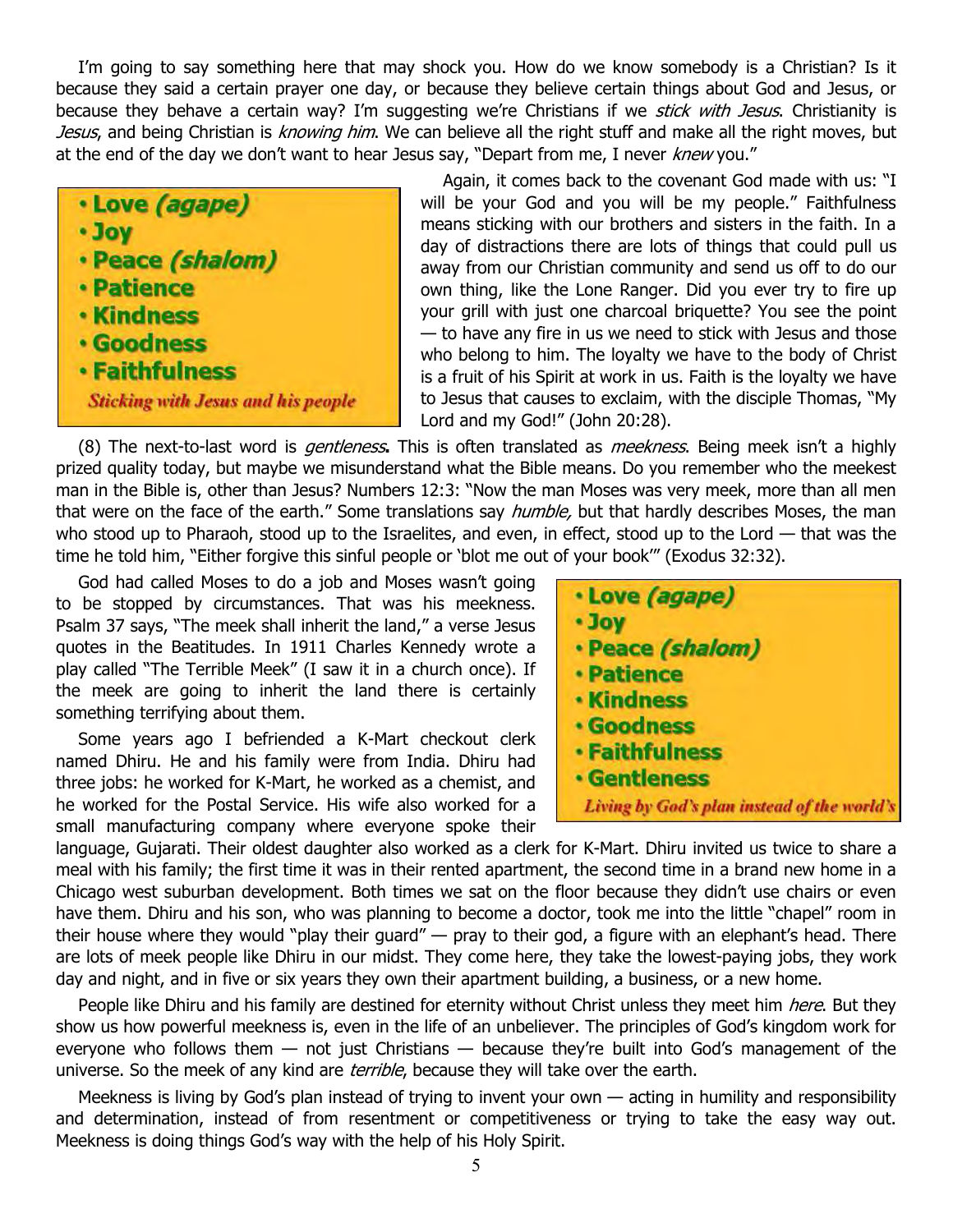I'm going to say something here that may shock you. How do we know somebody is a Christian? Is it because they said a certain prayer one day, or because they believe certain things about God and Jesus, or because they behave a certain way? I'm suggesting we're Christians if we *stick with Jesus*. Christianity is *Jesus*, and being Christian is *knowing him*. We can believe all the right stuff and make all the right moves, but at the end of the day we don't want to hear Jesus say, "Depart from me, I never *knew* you."

- **Love *(agape)***
- **Joy**
- **Peace *(shalom)***
- **Patience**
- **Kindness**
- **Goodness**
- **Faithfulness**

***Sticking with Jesus and his people***

Again, it comes back to the covenant God made with us: "I will be your God and you will be my people." Faithfulness means sticking with our brothers and sisters in the faith. In a day of distractions there are lots of things that could pull us away from our Christian community and send us off to do our own thing, like the Lone Ranger. Did you ever try to fire up your grill with just one charcoal briquette? You see the point — to have any fire in us we need to stick with Jesus and those who belong to him. The loyalty we have to the body of Christ is a fruit of his Spirit at work in us. Faith is the loyalty we have to Jesus that causes to exclaim, with the disciple Thomas, "My Lord and my God!" (John 20:28).

(8) The next-to-last word is ***gentleness*****.** This is often translated as *meekness*. Being meek isn't a highly prized quality today, but maybe we misunderstand what the Bible means. Do you remember who the meekest man in the Bible is, other than Jesus? Numbers 12:3: "Now the man Moses was very meek, more than all men that were on the face of the earth." Some translations say *humble,* but that hardly describes Moses, the man who stood up to Pharaoh, stood up to the Israelites, and even, in effect, stood up to the Lord — that was the time he told him, "Either forgive this sinful people or 'blot me out of your book'" (Exodus 32:32).

God had called Moses to do a job and Moses wasn't going to be stopped by circumstances. That was his meekness. Psalm 37 says, "The meek shall inherit the land," a verse Jesus quotes in the Beatitudes. In 1911 Charles Kennedy wrote a play called "The Terrible Meek" (I saw it in a church once). If the meek are going to inherit the land there is certainly something terrifying about them.

- **Love *(agape)***
- **Joy**
- **Peace *(shalom)***
- **Patience**
- **Kindness**
- **Goodness**
- **Faithfulness**
- **Gentleness**

***Living by God's plan instead of the world's***

Some years ago I befriended a K-Mart checkout clerk named Dhiru. He and his family were from India. Dhiru had three jobs: he worked for K-Mart, he worked as a chemist, and he worked for the Postal Service. His wife also worked for a small manufacturing company where everyone spoke their language, Gujarati. Their oldest daughter also worked as a clerk for K-Mart. Dhiru invited us twice to share a meal with his family; the first time it was in their rented apartment, the second time in a brand new home in a Chicago west suburban development. Both times we sat on the floor because they didn't use chairs or even have them. Dhiru and his son, who was planning to become a doctor, took me into the little "chapel" room in their house where they would "play their guard" — pray to their god, a figure with an elephant's head. There are lots of meek people like Dhiru in our midst. They come here, they take the lowest-paying jobs, they work day and night, and in five or six years they own their apartment building, a business, or a new home.

People like Dhiru and his family are destined for eternity without Christ unless they meet him *here*. But they show us how powerful meekness is, even in the life of an unbeliever. The principles of God's kingdom work for everyone who follows them — not just Christians — because they're built into God's management of the universe. So the meek of any kind are *terrible*, because they will take over the earth.

Meekness is living by God's plan instead of trying to invent your own — acting in humility and responsibility and determination, instead of from resentment or competitiveness or trying to take the easy way out. Meekness is doing things God's way with the help of his Holy Spirit.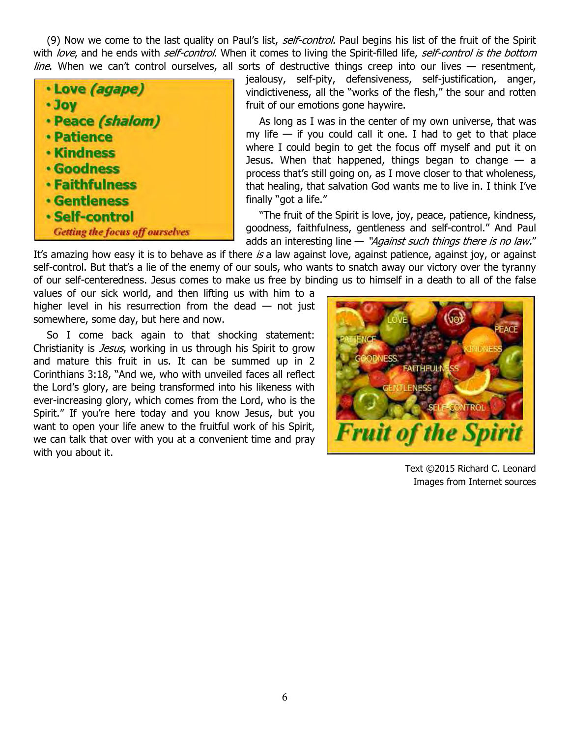(9) Now we come to the last quality on Paul's list, *self-control.* Paul begins his list of the fruit of the Spirit with *love*, and he ends with *self-control*. When it comes to living the Spirit-filled life, *self-control is the bottom line*. When we can't control ourselves, all sorts of destructive things creep into our lives — resentment, jealousy, self-pity, defensiveness, self-justification, anger, vindictiveness, all the "works of the flesh," the sour and rotten fruit of our emotions gone haywire.

- **Love *(agape)***
- **Joy**
- **Peace *(shalom)***
- **Patience**
- **Kindness**
- **Goodness**
- **Faithfulness**
- **Gentleness**
- **Self-control**

*Getting the focus off ourselves*

As long as I was in the center of my own universe, that was my life — if you could call it one. I had to get to that place where I could begin to get the focus off myself and put it on Jesus. When that happened, things began to change — a process that's still going on, as I move closer to that wholeness, that healing, that salvation God wants me to live in. I think I've finally "got a life."

"The fruit of the Spirit is love, joy, peace, patience, kindness, goodness, faithfulness, gentleness and self-control." And Paul adds an interesting line — *"Against such things there is no law."* It's amazing how easy it is to behave as if there *is* a law against love, against patience, against joy, or against self-control. But that's a lie of the enemy of our souls, who wants to snatch away our victory over the tyranny of our self-centeredness. Jesus comes to make us free by binding us to himself in a death to all of the false values of our sick world, and then lifting us with him to a higher level in his resurrection from the dead — not just somewhere, some day, but here and now.

So I come back again to that shocking statement: Christianity is *Jesus*, working in us through his Spirit to grow and mature this fruit in us. It can be summed up in 2 Corinthians 3:18, "And we, who with unveiled faces all reflect the Lord's glory, are being transformed into his likeness with ever-increasing glory, which comes from the Lord, who is the Spirit." If you're here today and you know Jesus, but you want to open your life anew to the fruitful work of his Spirit, we can talk that over with you at a convenient time and pray with you about it.

LOVE
JOY
PEACE
PATIENCE
KINDNESS
GOODNESS
FAITHFULNESS
GENTLENESS
SELF-CONTROL
**Fruit of the Spirit**

Text ©2015 Richard C. Leonard
Images from Internet sources